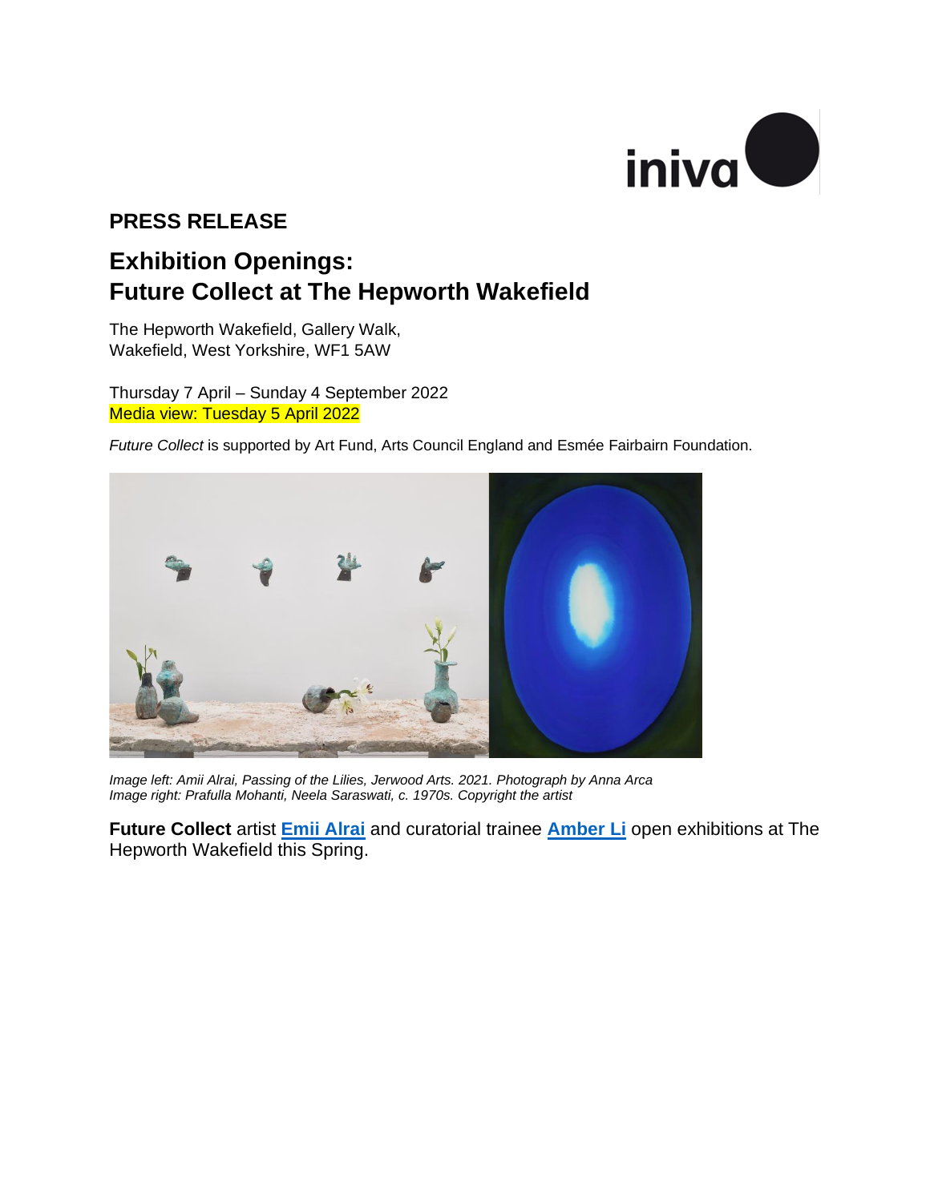**PRESS RELEASE**

# Exhibition Openings: Future Collect at The Hepworth Wakefield

The Hepworth Wakefield, Gallery Walk,
Wakefield, West Yorkshire, WF1 5AW

Thursday 7 April – Sunday 4 September 2022
Media view: Tuesday 5 April 2022

*Future Collect* is supported by Art Fund, Arts Council England and Esmée Fairbairn Foundation.

*Image left: Amii Alrai, Passing of the Lilies, Jerwood Arts. 2021. Photograph by Anna Arca*
*Image right: Prafulla Mohanti, Neela Saraswati, c. 1970s. Copyright the artist*

**Future Collect** artist **Emii Alrai** and curatorial trainee **Amber Li** open exhibitions at The Hepworth Wakefield this Spring.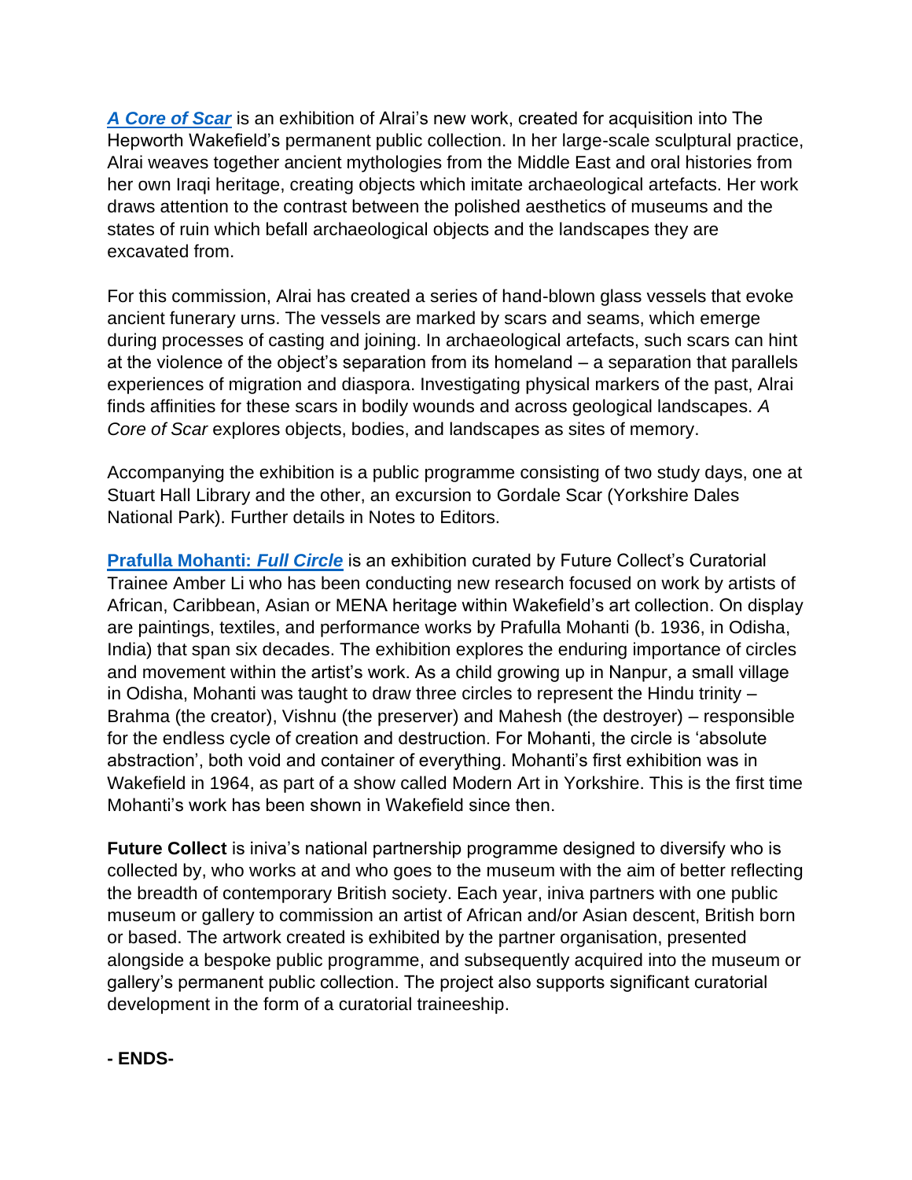***A Core of Scar*** is an exhibition of Alrai's new work, created for acquisition into The Hepworth Wakefield's permanent public collection. In her large-scale sculptural practice, Alrai weaves together ancient mythologies from the Middle East and oral histories from her own Iraqi heritage, creating objects which imitate archaeological artefacts. Her work draws attention to the contrast between the polished aesthetics of museums and the states of ruin which befall archaeological objects and the landscapes they are excavated from.

For this commission, Alrai has created a series of hand-blown glass vessels that evoke ancient funerary urns. The vessels are marked by scars and seams, which emerge during processes of casting and joining. In archaeological artefacts, such scars can hint at the violence of the object's separation from its homeland – a separation that parallels experiences of migration and diaspora. Investigating physical markers of the past, Alrai finds affinities for these scars in bodily wounds and across geological landscapes. *A Core of Scar* explores objects, bodies, and landscapes as sites of memory.

Accompanying the exhibition is a public programme consisting of two study days, one at Stuart Hall Library and the other, an excursion to Gordale Scar (Yorkshire Dales National Park). Further details in Notes to Editors.

**Prafulla Mohanti: *Full Circle*** is an exhibition curated by Future Collect's Curatorial Trainee Amber Li who has been conducting new research focused on work by artists of African, Caribbean, Asian or MENA heritage within Wakefield's art collection. On display are paintings, textiles, and performance works by Prafulla Mohanti (b. 1936, in Odisha, India) that span six decades. The exhibition explores the enduring importance of circles and movement within the artist's work. As a child growing up in Nanpur, a small village in Odisha, Mohanti was taught to draw three circles to represent the Hindu trinity – Brahma (the creator), Vishnu (the preserver) and Mahesh (the destroyer) – responsible for the endless cycle of creation and destruction. For Mohanti, the circle is 'absolute abstraction', both void and container of everything. Mohanti's first exhibition was in Wakefield in 1964, as part of a show called Modern Art in Yorkshire. This is the first time Mohanti's work has been shown in Wakefield since then.

**Future Collect** is iniva's national partnership programme designed to diversify who is collected by, who works at and who goes to the museum with the aim of better reflecting the breadth of contemporary British society. Each year, iniva partners with one public museum or gallery to commission an artist of African and/or Asian descent, British born or based. The artwork created is exhibited by the partner organisation, presented alongside a bespoke public programme, and subsequently acquired into the museum or gallery's permanent public collection. The project also supports significant curatorial development in the form of a curatorial traineeship.

**- ENDS-**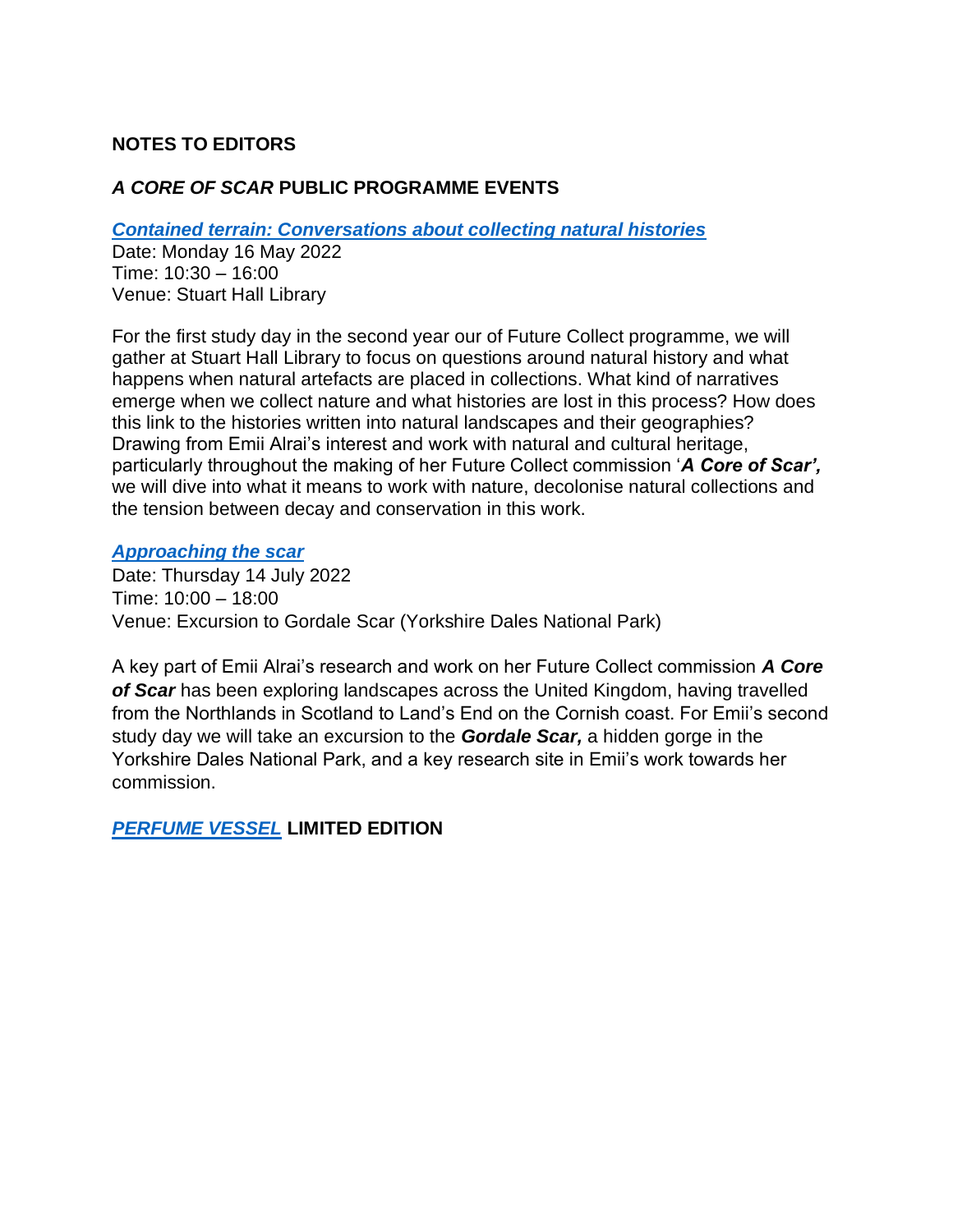## NOTES TO EDITORS

### *A CORE OF SCAR* PUBLIC PROGRAMME EVENTS

***Contained terrain: Conversations about collecting natural histories***
Date: Monday 16 May 2022
Time: 10:30 – 16:00
Venue: Stuart Hall Library

For the first study day in the second year our of Future Collect programme, we will gather at Stuart Hall Library to focus on questions around natural history and what happens when natural artefacts are placed in collections. What kind of narratives emerge when we collect nature and what histories are lost in this process? How does this link to the histories written into natural landscapes and their geographies? Drawing from Emii Alrai's interest and work with natural and cultural heritage, particularly throughout the making of her Future Collect commission '***A Core of Scar',*** we will dive into what it means to work with nature, decolonise natural collections and the tension between decay and conservation in this work.

***Approaching the scar***
Date: Thursday 14 July 2022
Time: 10:00 – 18:00
Venue: Excursion to Gordale Scar (Yorkshire Dales National Park)

A key part of Emii Alrai's research and work on her Future Collect commission ***A Core of Scar*** has been exploring landscapes across the United Kingdom, having travelled from the Northlands in Scotland to Land's End on the Cornish coast. For Emii's second study day we will take an excursion to the ***Gordale Scar,*** a hidden gorge in the Yorkshire Dales National Park, and a key research site in Emii's work towards her commission.

### *PERFUME VESSEL* LIMITED EDITION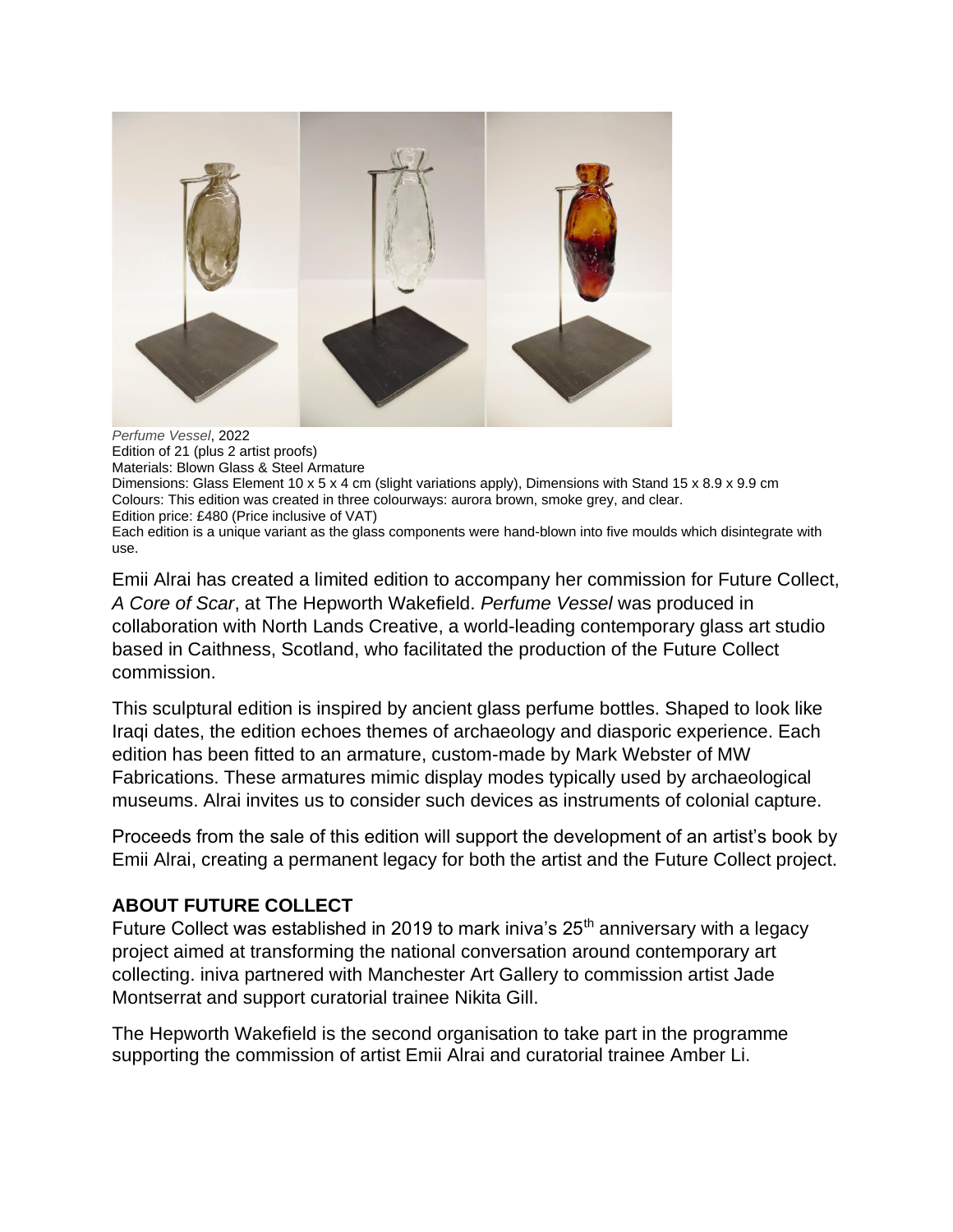*Perfume Vessel*, 2022
Edition of 21 (plus 2 artist proofs)
Materials: Blown Glass & Steel Armature
Dimensions: Glass Element 10 x 5 x 4 cm (slight variations apply), Dimensions with Stand 15 x 8.9 x 9.9 cm
Colours: This edition was created in three colourways: aurora brown, smoke grey, and clear.
Edition price: £480 (Price inclusive of VAT)
Each edition is a unique variant as the glass components were hand-blown into five moulds which disintegrate with use.

Emii Alrai has created a limited edition to accompany her commission for Future Collect, *A Core of Scar*, at The Hepworth Wakefield. *Perfume Vessel* was produced in collaboration with North Lands Creative, a world-leading contemporary glass art studio based in Caithness, Scotland, who facilitated the production of the Future Collect commission.

This sculptural edition is inspired by ancient glass perfume bottles. Shaped to look like Iraqi dates, the edition echoes themes of archaeology and diasporic experience. Each edition has been fitted to an armature, custom-made by Mark Webster of MW Fabrications. These armatures mimic display modes typically used by archaeological museums. Alrai invites us to consider such devices as instruments of colonial capture.

Proceeds from the sale of this edition will support the development of an artist's book by Emii Alrai, creating a permanent legacy for both the artist and the Future Collect project.

**ABOUT FUTURE COLLECT**

Future Collect was established in 2019 to mark iniva's 25th anniversary with a legacy project aimed at transforming the national conversation around contemporary art collecting. iniva partnered with Manchester Art Gallery to commission artist Jade Montserrat and support curatorial trainee Nikita Gill.

The Hepworth Wakefield is the second organisation to take part in the programme supporting the commission of artist Emii Alrai and curatorial trainee Amber Li.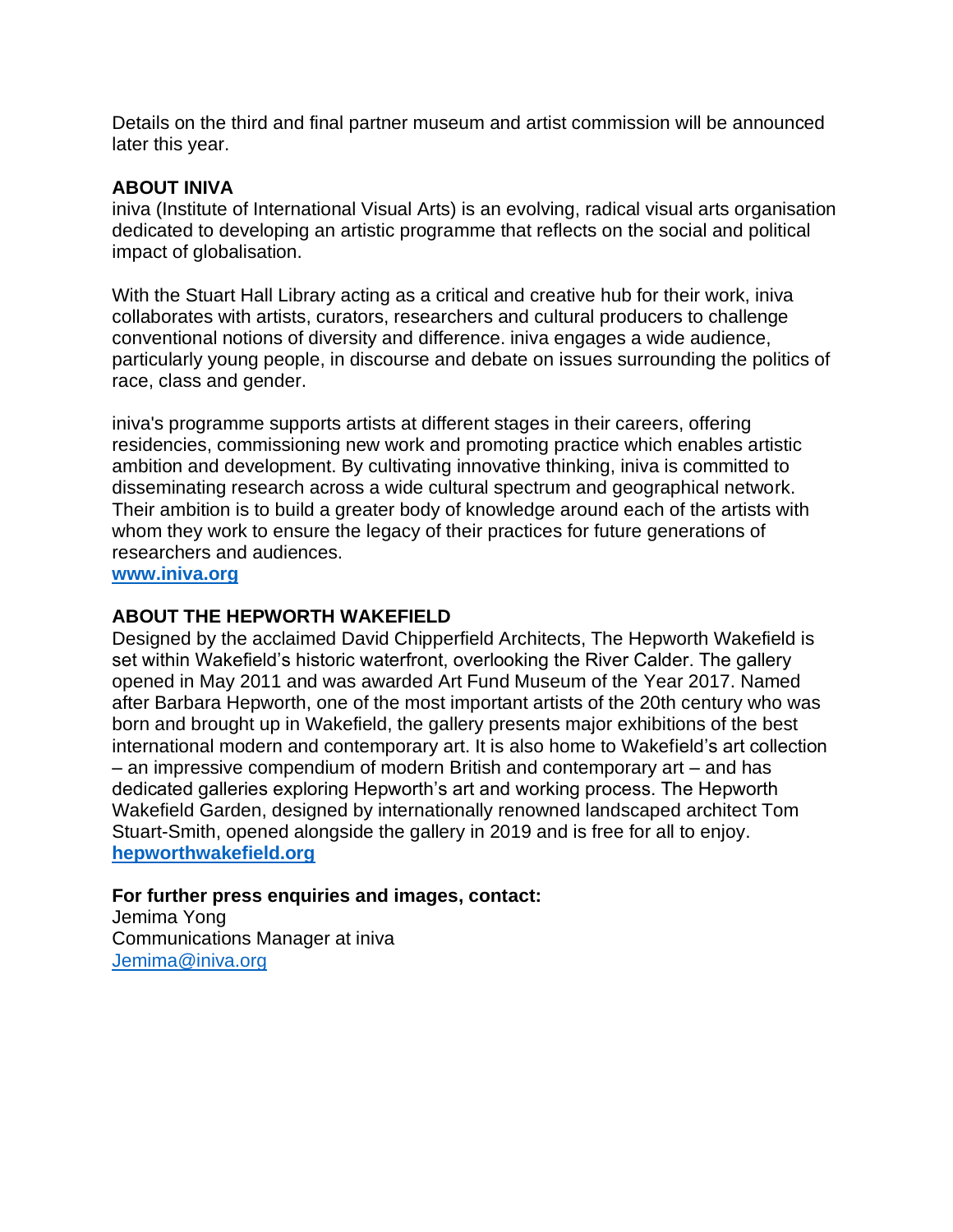Details on the third and final partner museum and artist commission will be announced later this year.

**ABOUT INIVA**

iniva (Institute of International Visual Arts) is an evolving, radical visual arts organisation dedicated to developing an artistic programme that reflects on the social and political impact of globalisation.

With the Stuart Hall Library acting as a critical and creative hub for their work, iniva collaborates with artists, curators, researchers and cultural producers to challenge conventional notions of diversity and difference. iniva engages a wide audience, particularly young people, in discourse and debate on issues surrounding the politics of race, class and gender.

iniva's programme supports artists at different stages in their careers, offering residencies, commissioning new work and promoting practice which enables artistic ambition and development. By cultivating innovative thinking, iniva is committed to disseminating research across a wide cultural spectrum and geographical network. Their ambition is to build a greater body of knowledge around each of the artists with whom they work to ensure the legacy of their practices for future generations of researchers and audiences.
**[www.iniva.org](http://www.iniva.org)**

**ABOUT THE HEPWORTH WAKEFIELD**

Designed by the acclaimed David Chipperfield Architects, The Hepworth Wakefield is set within Wakefield's historic waterfront, overlooking the River Calder. The gallery opened in May 2011 and was awarded Art Fund Museum of the Year 2017. Named after Barbara Hepworth, one of the most important artists of the 20th century who was born and brought up in Wakefield, the gallery presents major exhibitions of the best international modern and contemporary art. It is also home to Wakefield's art collection – an impressive compendium of modern British and contemporary art – and has dedicated galleries exploring Hepworth's art and working process. The Hepworth Wakefield Garden, designed by internationally renowned landscaped architect Tom Stuart-Smith, opened alongside the gallery in 2019 and is free for all to enjoy.
**[hepworthwakefield.org](http://hepworthwakefield.org)**

**For further press enquiries and images, contact:**

Jemima Yong
Communications Manager at iniva
[Jemima@iniva.org](mailto:Jemima@iniva.org)